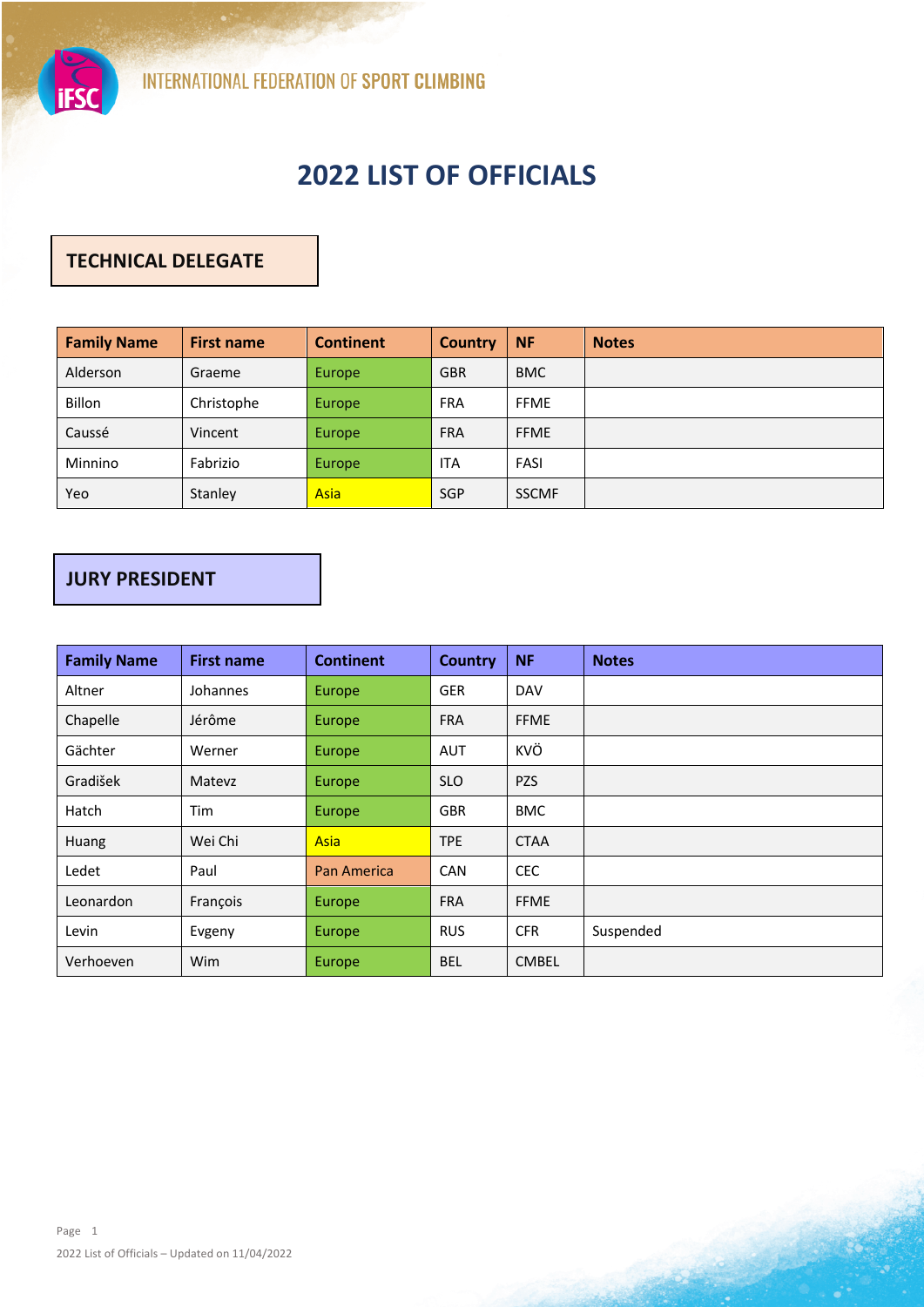INTERNATIONAL FEDERATION OF SPORT CLIMBING

# 2022 LIST OF OFFICIALS

## TECHNICAL DELEGATE

| Family Name | First name | Continent | Country | NF | Notes |
|---|---|---|---|---|---|
| Alderson | Graeme | Europe | GBR | BMC | |
| Billon | Christophe | Europe | FRA | FFME | |
| Caussé | Vincent | Europe | FRA | FFME | |
| Minnino | Fabrizio | Europe | ITA | FASI | |
| Yeo | Stanley | Asia | SGP | SSCMF | |

## JURY PRESIDENT

| Family Name | First name | Continent | Country | NF | Notes |
|---|---|---|---|---|---|
| Altner | Johannes | Europe | GER | DAV | |
| Chapelle | Jérôme | Europe | FRA | FFME | |
| Gächter | Werner | Europe | AUT | KVÖ | |
| Gradišek | Matevz | Europe | SLO | PZS | |
| Hatch | Tim | Europe | GBR | BMC | |
| Huang | Wei Chi | Asia | TPE | CTAA | |
| Ledet | Paul | Pan America | CAN | CEC | |
| Leonardon | François | Europe | FRA | FFME | |
| Levin | Evgeny | Europe | RUS | CFR | Suspended |
| Verhoeven | Wim | Europe | BEL | CMBEL | |

2022 List of Officials – Updated on 11/04/2022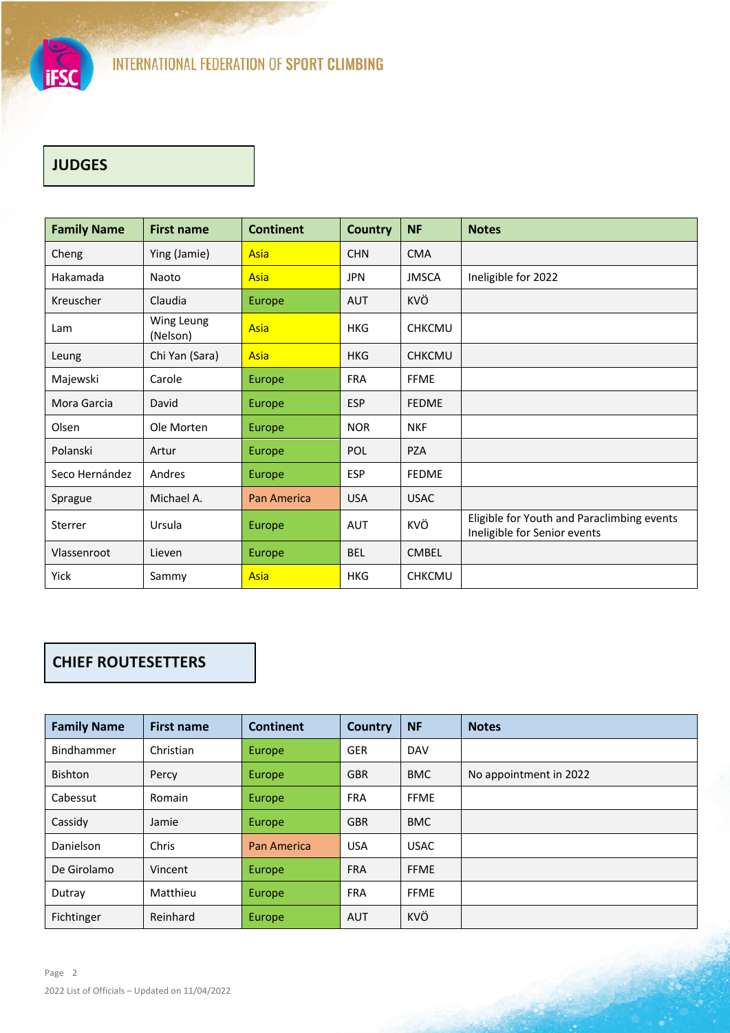## JUDGES

| Family Name | First name | Continent | Country | NF | Notes |
|---|---|---|---|---|---|
| Cheng | Ying (Jamie) | Asia | CHN | CMA | |
| Hakamada | Naoto | Asia | JPN | JMSCA | Ineligible for 2022 |
| Kreuscher | Claudia | Europe | AUT | KVÖ | |
| Lam | Wing Leung (Nelson) | Asia | HKG | CHKCMU | |
| Leung | Chi Yan (Sara) | Asia | HKG | CHKCMU | |
| Majewski | Carole | Europe | FRA | FFME | |
| Mora Garcia | David | Europe | ESP | FEDME | |
| Olsen | Ole Morten | Europe | NOR | NKF | |
| Polanski | Artur | Europe | POL | PZA | |
| Seco Hernández | Andres | Europe | ESP | FEDME | |
| Sprague | Michael A. | Pan America | USA | USAC | |
| Sterrer | Ursula | Europe | AUT | KVÖ | Eligible for Youth and Paraclimbing events Ineligible for Senior events |
| Vlassenroot | Lieven | Europe | BEL | CMBEL | |
| Yick | Sammy | Asia | HKG | CHKCMU | |

## CHIEF ROUTESETTERS

| Family Name | First name | Continent | Country | NF | Notes |
|---|---|---|---|---|---|
| Bindhammer | Christian | Europe | GER | DAV | |
| Bishton | Percy | Europe | GBR | BMC | No appointment in 2022 |
| Cabessut | Romain | Europe | FRA | FFME | |
| Cassidy | Jamie | Europe | GBR | BMC | |
| Danielson | Chris | Pan America | USA | USAC | |
| De Girolamo | Vincent | Europe | FRA | FFME | |
| Dutray | Matthieu | Europe | FRA | FFME | |
| Fichtinger | Reinhard | Europe | AUT | KVÖ | |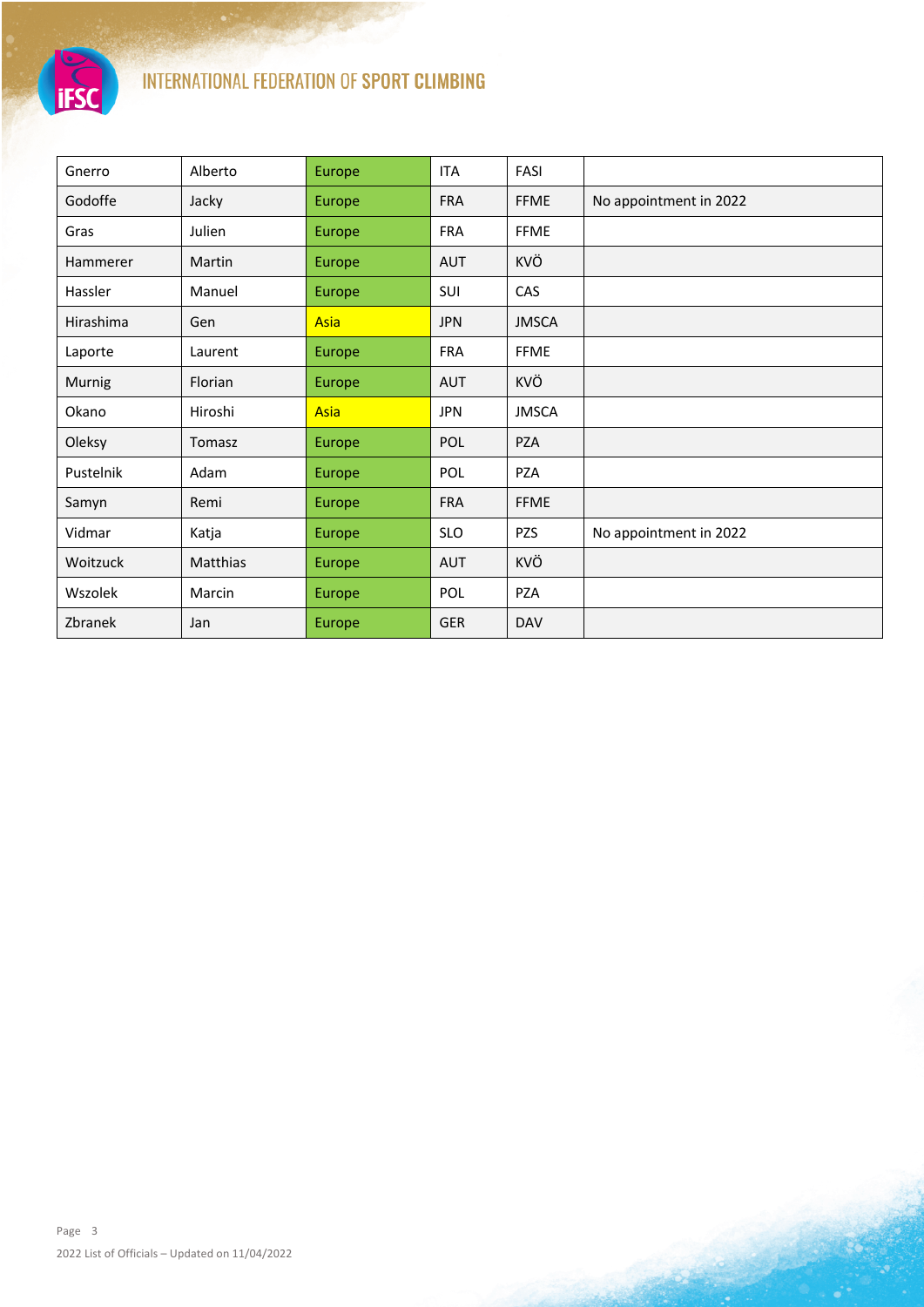| Gnerro | Alberto | Europe | ITA | FASI | |
|---|---|---|---|---|---|
| Godoffe | Jacky | Europe | FRA | FFME | No appointment in 2022 |
| Gras | Julien | Europe | FRA | FFME | |
| Hammerer | Martin | Europe | AUT | KVÖ | |
| Hassler | Manuel | Europe | SUI | CAS | |
| Hirashima | Gen | Asia | JPN | JMSCA | |
| Laporte | Laurent | Europe | FRA | FFME | |
| Murnig | Florian | Europe | AUT | KVÖ | |
| Okano | Hiroshi | Asia | JPN | JMSCA | |
| Oleksy | Tomasz | Europe | POL | PZA | |
| Pustelnik | Adam | Europe | POL | PZA | |
| Samyn | Remi | Europe | FRA | FFME | |
| Vidmar | Katja | Europe | SLO | PZS | No appointment in 2022 |
| Woitzuck | Matthias | Europe | AUT | KVÖ | |
| Wszolek | Marcin | Europe | POL | PZA | |
| Zbranek | Jan | Europe | GER | DAV | |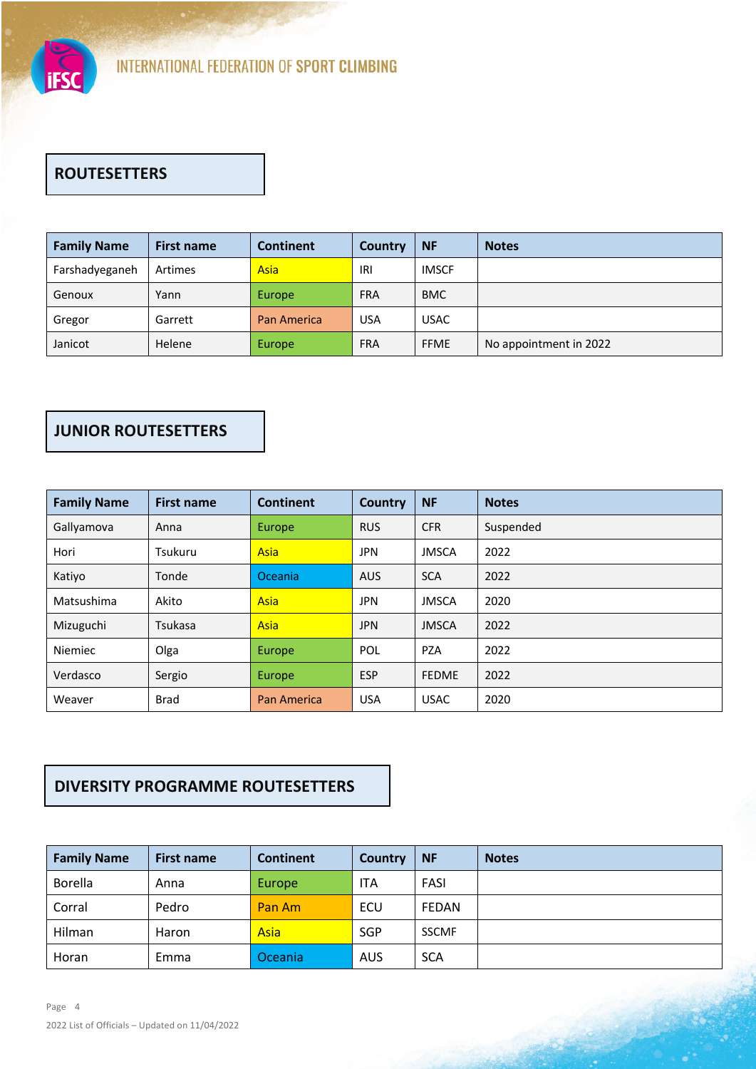## ROUTESETTERS

| Family Name | First name | Continent | Country | NF | Notes |
|---|---|---|---|---|---|
| Farshadyeganeh | Artimes | Asia | IRI | IMSCF | |
| Genoux | Yann | Europe | FRA | BMC | |
| Gregor | Garrett | Pan America | USA | USAC | |
| Janicot | Helene | Europe | FRA | FFME | No appointment in 2022 |

## JUNIOR ROUTESETTERS

| Family Name | First name | Continent | Country | NF | Notes |
|---|---|---|---|---|---|
| Gallyamova | Anna | Europe | RUS | CFR | Suspended |
| Hori | Tsukuru | Asia | JPN | JMSCA | 2022 |
| Katiyo | Tonde | Oceania | AUS | SCA | 2022 |
| Matsushima | Akito | Asia | JPN | JMSCA | 2020 |
| Mizuguchi | Tsukasa | Asia | JPN | JMSCA | 2022 |
| Niemiec | Olga | Europe | POL | PZA | 2022 |
| Verdasco | Sergio | Europe | ESP | FEDME | 2022 |
| Weaver | Brad | Pan America | USA | USAC | 2020 |

## DIVERSITY PROGRAMME ROUTESETTERS

| Family Name | First name | Continent | Country | NF | Notes |
|---|---|---|---|---|---|
| Borella | Anna | Europe | ITA | FASI | |
| Corral | Pedro | Pan Am | ECU | FEDAN | |
| Hilman | Haron | Asia | SGP | SSCMF | |
| Horan | Emma | Oceania | AUS | SCA | |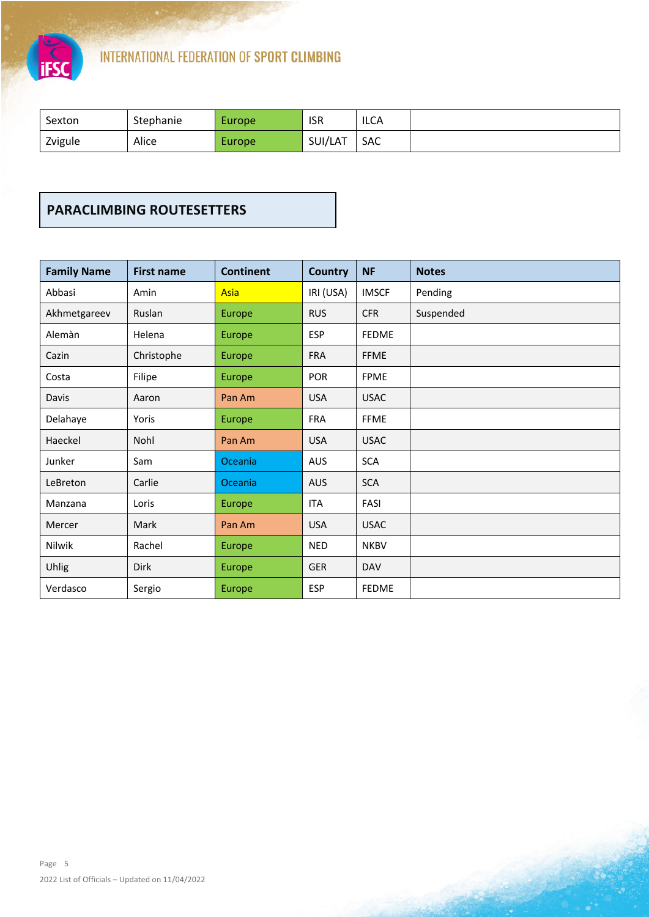| | | | | | |
|---|---|---|---|---|---|
| Sexton | Stephanie | Europe | ISR | ILCA | |
| Zvigule | Alice | Europe | SUI/LAT | SAC | |

## PARACLIMBING ROUTESETTERS

| Family Name | First name | Continent | Country | NF | Notes |
|---|---|---|---|---|---|
| Abbasi | Amin | Asia | IRI (USA) | IMSCF | Pending |
| Akhmetgareev | Ruslan | Europe | RUS | CFR | Suspended |
| Alemàn | Helena | Europe | ESP | FEDME | |
| Cazin | Christophe | Europe | FRA | FFME | |
| Costa | Filipe | Europe | POR | FPME | |
| Davis | Aaron | Pan Am | USA | USAC | |
| Delahaye | Yoris | Europe | FRA | FFME | |
| Haeckel | Nohl | Pan Am | USA | USAC | |
| Junker | Sam | Oceania | AUS | SCA | |
| LeBreton | Carlie | Oceania | AUS | SCA | |
| Manzana | Loris | Europe | ITA | FASI | |
| Mercer | Mark | Pan Am | USA | USAC | |
| Nilwik | Rachel | Europe | NED | NKBV | |
| Uhlig | Dirk | Europe | GER | DAV | |
| Verdasco | Sergio | Europe | ESP | FEDME | |